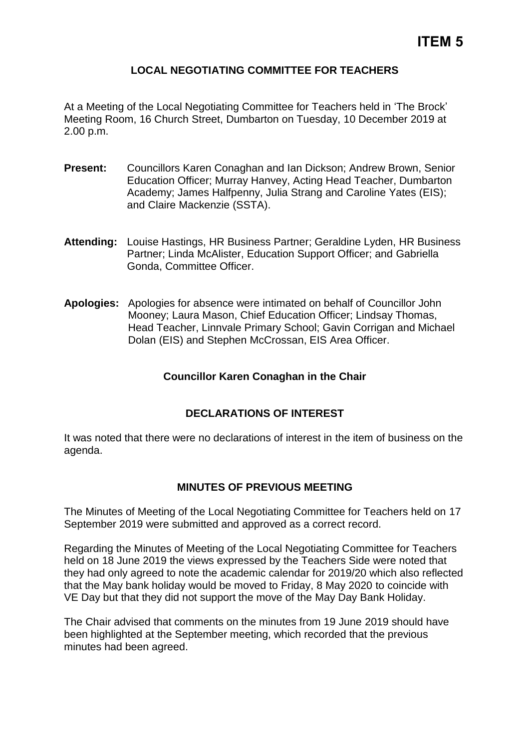# ITEM 5

## LOCAL NEGOTIATING COMMITTEE FOR TEACHERS

At a Meeting of the Local Negotiating Committee for Teachers held in 'The Brock' Meeting Room, 16 Church Street, Dumbarton on Tuesday, 10 December 2019 at 2.00 p.m.

**Present:** Councillors Karen Conaghan and Ian Dickson; Andrew Brown, Senior Education Officer; Murray Hanvey, Acting Head Teacher, Dumbarton Academy; James Halfpenny, Julia Strang and Caroline Yates (EIS); and Claire Mackenzie (SSTA).

**Attending:** Louise Hastings, HR Business Partner; Geraldine Lyden, HR Business Partner; Linda McAlister, Education Support Officer; and Gabriella Gonda, Committee Officer.

**Apologies:** Apologies for absence were intimated on behalf of Councillor John Mooney; Laura Mason, Chief Education Officer; Lindsay Thomas, Head Teacher, Linnvale Primary School; Gavin Corrigan and Michael Dolan (EIS) and Stephen McCrossan, EIS Area Officer.

**Councillor Karen Conaghan in the Chair**

### DECLARATIONS OF INTEREST

It was noted that there were no declarations of interest in the item of business on the agenda.

### MINUTES OF PREVIOUS MEETING

The Minutes of Meeting of the Local Negotiating Committee for Teachers held on 17 September 2019 were submitted and approved as a correct record.

Regarding the Minutes of Meeting of the Local Negotiating Committee for Teachers held on 18 June 2019 the views expressed by the Teachers Side were noted that they had only agreed to note the academic calendar for 2019/20 which also reflected that the May bank holiday would be moved to Friday, 8 May 2020 to coincide with VE Day but that they did not support the move of the May Day Bank Holiday.

The Chair advised that comments on the minutes from 19 June 2019 should have been highlighted at the September meeting, which recorded that the previous minutes had been agreed.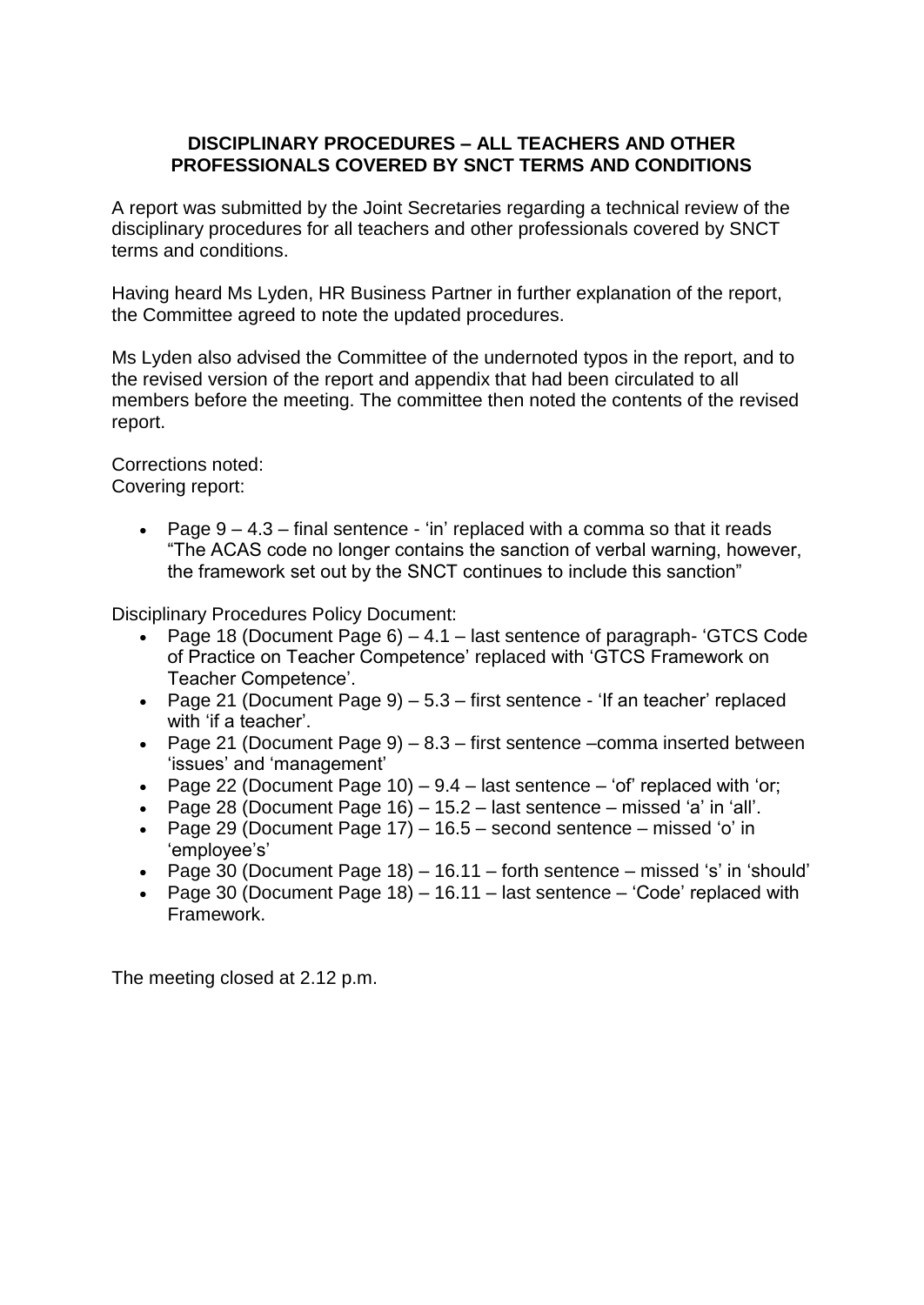## DISCIPLINARY PROCEDURES – ALL TEACHERS AND OTHER PROFESSIONALS COVERED BY SNCT TERMS AND CONDITIONS

A report was submitted by the Joint Secretaries regarding a technical review of the disciplinary procedures for all teachers and other professionals covered by SNCT terms and conditions.

Having heard Ms Lyden, HR Business Partner in further explanation of the report, the Committee agreed to note the updated procedures.

Ms Lyden also advised the Committee of the undernoted typos in the report, and to the revised version of the report and appendix that had been circulated to all members before the meeting. The committee then noted the contents of the revised report.

Corrections noted:
Covering report:

- Page 9 – 4.3 – final sentence - 'in' replaced with a comma so that it reads "The ACAS code no longer contains the sanction of verbal warning, however, the framework set out by the SNCT continues to include this sanction"

Disciplinary Procedures Policy Document:

- Page 18 (Document Page 6) – 4.1 – last sentence of paragraph- 'GTCS Code of Practice on Teacher Competence' replaced with 'GTCS Framework on Teacher Competence'.
- Page 21 (Document Page 9) – 5.3 – first sentence - 'If an teacher' replaced with 'if a teacher'.
- Page 21 (Document Page 9) – 8.3 – first sentence –comma inserted between 'issues' and 'management'
- Page 22 (Document Page 10) – 9.4 – last sentence – 'of' replaced with 'or;
- Page 28 (Document Page 16) – 15.2 – last sentence – missed 'a' in 'all'.
- Page 29 (Document Page 17) – 16.5 – second sentence – missed 'o' in 'employee's'
- Page 30 (Document Page 18) – 16.11 – forth sentence – missed 's' in 'should'
- Page 30 (Document Page 18) – 16.11 – last sentence – 'Code' replaced with Framework.

The meeting closed at 2.12 p.m.